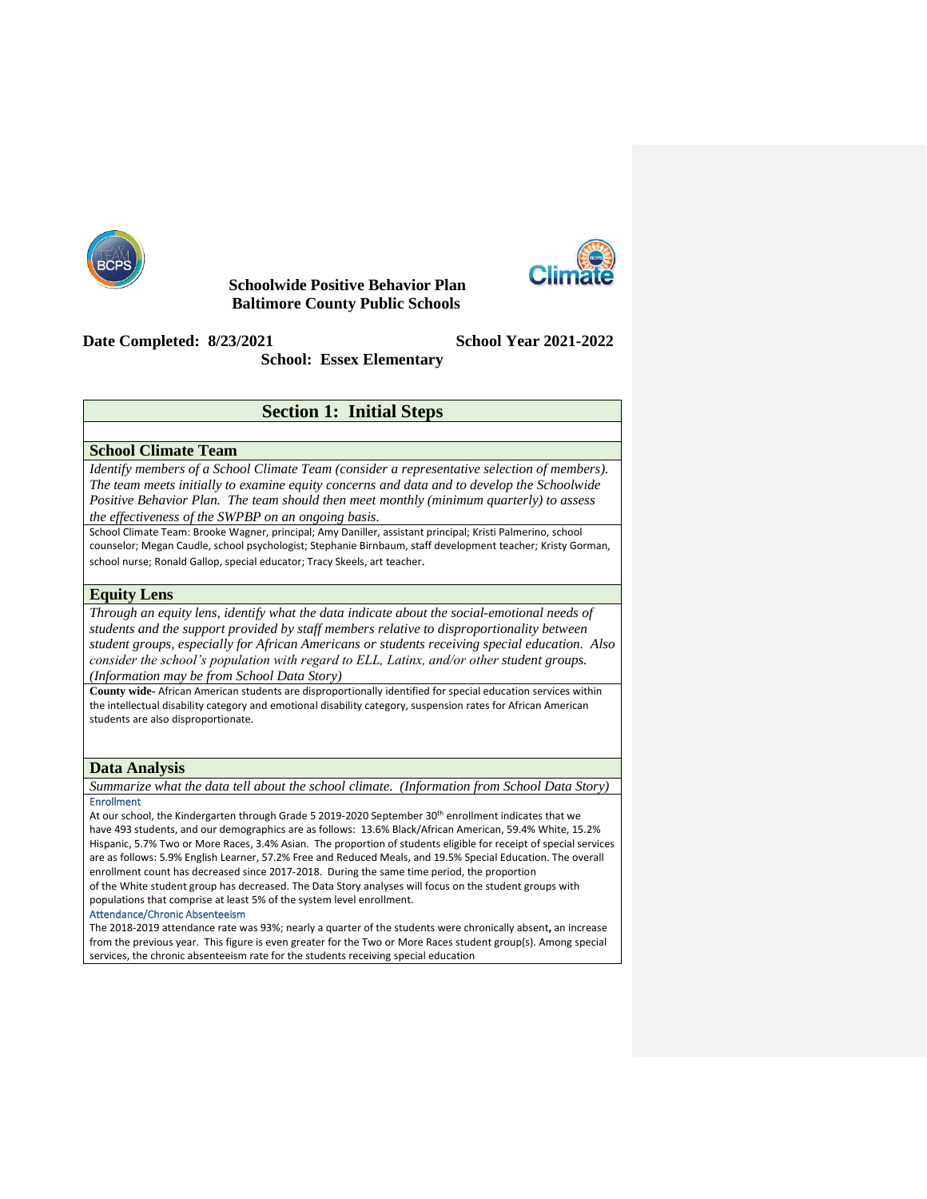# Schoolwide Positive Behavior Plan
# Baltimore County Public Schools

**Date Completed: 8/23/2021** **School Year 2021-2022**

**School: Essex Elementary**

## Section 1: Initial Steps

### School Climate Team

*Identify members of a School Climate Team (consider a representative selection of members). The team meets initially to examine equity concerns and data and to develop the Schoolwide Positive Behavior Plan. The team should then meet monthly (minimum quarterly) to assess the effectiveness of the SWPBP on an ongoing basis.*

School Climate Team: Brooke Wagner, principal; Amy Daniller, assistant principal; Kristi Palmerino, school counselor; Megan Caudle, school psychologist; Stephanie Birnbaum, staff development teacher; Kristy Gorman, school nurse; Ronald Gallop, special educator; Tracy Skeels, art teacher.

### Equity Lens

*Through an equity lens, identify what the data indicate about the social-emotional needs of students and the support provided by staff members relative to disproportionality between student groups, especially for African Americans or students receiving special education. Also consider the school's population with regard to ELL, Latinx, and/or other student groups. (Information may be from School Data Story)*

**County wide**- African American students are disproportionally identified for special education services within the intellectual disability category and emotional disability category, suspension rates for African American students are also disproportionate.

### Data Analysis

*Summarize what the data tell about the school climate. (Information from School Data Story)*

Enrollment

At our school, the Kindergarten through Grade 5 2019-2020 September 30th enrollment indicates that we have 493 students, and our demographics are as follows: 13.6% Black/African American, 59.4% White, 15.2% Hispanic, 5.7% Two or More Races, 3.4% Asian. The proportion of students eligible for receipt of special services are as follows: 5.9% English Learner, 57.2% Free and Reduced Meals, and 19.5% Special Education. The overall enrollment count has decreased since 2017-2018. During the same time period, the proportion of the White student group has decreased. The Data Story analyses will focus on the student groups with populations that comprise at least 5% of the system level enrollment.

Attendance/Chronic Absenteeism

The 2018-2019 attendance rate was 93%; nearly a quarter of the students were chronically absent**,** an increase from the previous year. This figure is even greater for the Two or More Races student group(s). Among special services, the chronic absenteeism rate for the students receiving special education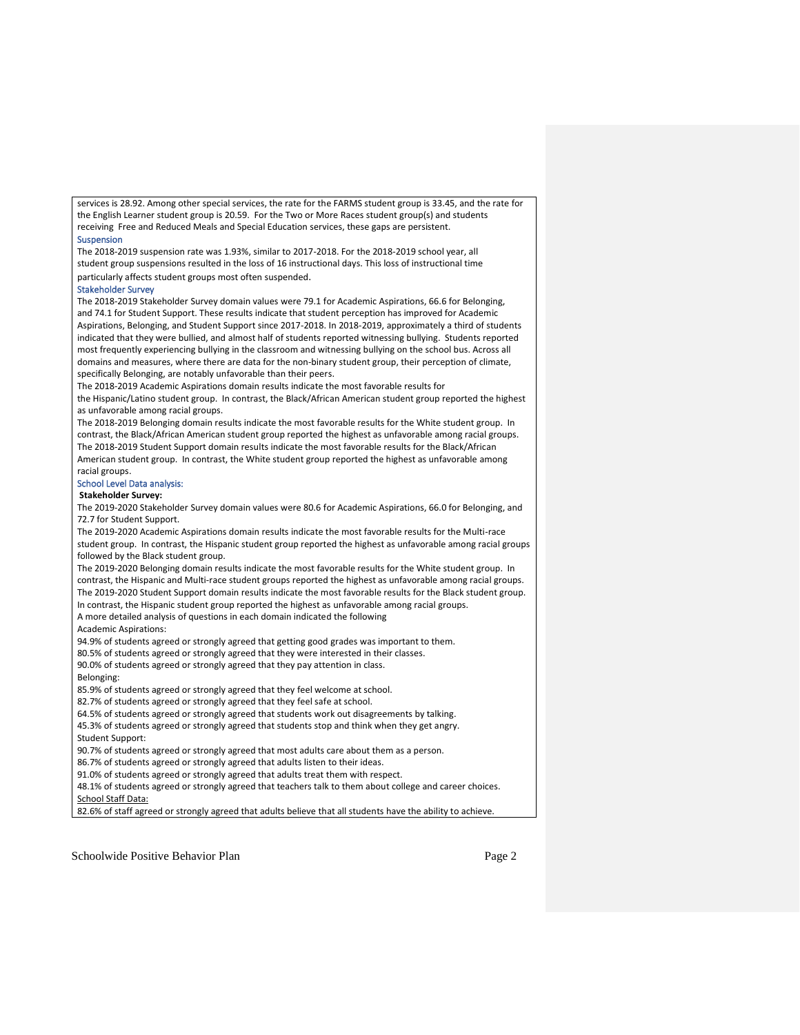services is 28.92. Among other special services, the rate for the FARMS student group is 33.45, and the rate for the English Learner student group is 20.59. For the Two or More Races student group(s) and students receiving Free and Reduced Meals and Special Education services, these gaps are persistent.

### Suspension

The 2018-2019 suspension rate was 1.93%, similar to 2017-2018. For the 2018-2019 school year, all student group suspensions resulted in the loss of 16 instructional days. This loss of instructional time particularly affects student groups most often suspended.

### Stakeholder Survey

The 2018-2019 Stakeholder Survey domain values were 79.1 for Academic Aspirations, 66.6 for Belonging, and 74.1 for Student Support. These results indicate that student perception has improved for Academic Aspirations, Belonging, and Student Support since 2017-2018. In 2018-2019, approximately a third of students indicated that they were bullied, and almost half of students reported witnessing bullying. Students reported most frequently experiencing bullying in the classroom and witnessing bullying on the school bus. Across all domains and measures, where there are data for the non-binary student group, their perception of climate, specifically Belonging, are notably unfavorable than their peers.

The 2018-2019 Academic Aspirations domain results indicate the most favorable results for the Hispanic/Latino student group. In contrast, the Black/African American student group reported the highest as unfavorable among racial groups.

The 2018-2019 Belonging domain results indicate the most favorable results for the White student group. In contrast, the Black/African American student group reported the highest as unfavorable among racial groups.

The 2018-2019 Student Support domain results indicate the most favorable results for the Black/African American student group. In contrast, the White student group reported the highest as unfavorable among racial groups.

### School Level Data analysis:

**Stakeholder Survey:**

The 2019-2020 Stakeholder Survey domain values were 80.6 for Academic Aspirations, 66.0 for Belonging, and 72.7 for Student Support.

The 2019-2020 Academic Aspirations domain results indicate the most favorable results for the Multi-race student group. In contrast, the Hispanic student group reported the highest as unfavorable among racial groups followed by the Black student group.

The 2019-2020 Belonging domain results indicate the most favorable results for the White student group. In contrast, the Hispanic and Multi-race student groups reported the highest as unfavorable among racial groups.

The 2019-2020 Student Support domain results indicate the most favorable results for the Black student group. In contrast, the Hispanic student group reported the highest as unfavorable among racial groups.

A more detailed analysis of questions in each domain indicated the following

Academic Aspirations:

94.9% of students agreed or strongly agreed that getting good grades was important to them.
80.5% of students agreed or strongly agreed that they were interested in their classes.
90.0% of students agreed or strongly agreed that they pay attention in class.

Belonging:

85.9% of students agreed or strongly agreed that they feel welcome at school.
82.7% of students agreed or strongly agreed that they feel safe at school.
64.5% of students agreed or strongly agreed that students work out disagreements by talking.
45.3% of students agreed or strongly agreed that students stop and think when they get angry.

Student Support:

90.7% of students agreed or strongly agreed that most adults care about them as a person.
86.7% of students agreed or strongly agreed that adults listen to their ideas.
91.0% of students agreed or strongly agreed that adults treat them with respect.
48.1% of students agreed or strongly agreed that teachers talk to them about college and career choices.

<u>School Staff Data:</u>

82.6% of staff agreed or strongly agreed that adults believe that all students have the ability to achieve.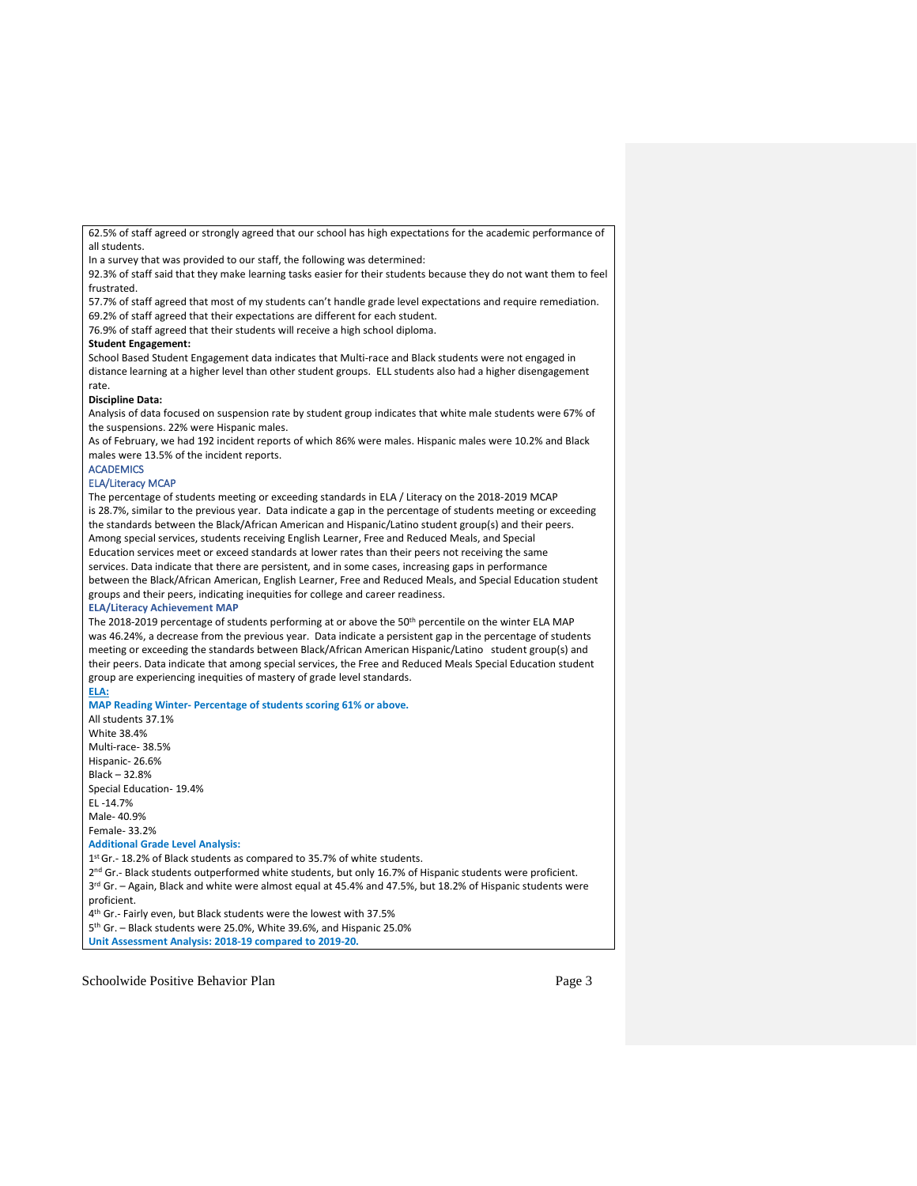62.5% of staff agreed or strongly agreed that our school has high expectations for the academic performance of all students.

In a survey that was provided to our staff, the following was determined:

92.3% of staff said that they make learning tasks easier for their students because they do not want them to feel frustrated.

57.7% of staff agreed that most of my students can't handle grade level expectations and require remediation.

69.2% of staff agreed that their expectations are different for each student.

76.9% of staff agreed that their students will receive a high school diploma.

**Student Engagement:**

School Based Student Engagement data indicates that Multi-race and Black students were not engaged in distance learning at a higher level than other student groups. ELL students also had a higher disengagement rate.

**Discipline Data:**

Analysis of data focused on suspension rate by student group indicates that white male students were 67% of the suspensions. 22% were Hispanic males.

As of February, we had 192 incident reports of which 86% were males. Hispanic males were 10.2% and Black males were 13.5% of the incident reports.

ACADEMICS

ELA/Literacy MCAP

The percentage of students meeting or exceeding standards in ELA / Literacy on the 2018-2019 MCAP is 28.7%, similar to the previous year. Data indicate a gap in the percentage of students meeting or exceeding the standards between the Black/African American and Hispanic/Latino student group(s) and their peers. Among special services, students receiving English Learner, Free and Reduced Meals, and Special Education services meet or exceed standards at lower rates than their peers not receiving the same services. Data indicate that there are persistent, and in some cases, increasing gaps in performance between the Black/African American, English Learner, Free and Reduced Meals, and Special Education student groups and their peers, indicating inequities for college and career readiness.

**ELA/Literacy Achievement MAP**

The 2018-2019 percentage of students performing at or above the 50th percentile on the winter ELA MAP was 46.24%, a decrease from the previous year. Data indicate a persistent gap in the percentage of students meeting or exceeding the standards between Black/African American Hispanic/Latino student group(s) and their peers. Data indicate that among special services, the Free and Reduced Meals Special Education student group are experiencing inequities of mastery of grade level standards.

**ELA:**

**MAP Reading Winter- Percentage of students scoring 61% or above.**

All students 37.1%
White 38.4%
Multi-race- 38.5%
Hispanic- 26.6%
Black – 32.8%
Special Education- 19.4%
EL -14.7%
Male- 40.9%
Female- 33.2%

**Additional Grade Level Analysis:**

1st Gr.- 18.2% of Black students as compared to 35.7% of white students.

2nd Gr.- Black students outperformed white students, but only 16.7% of Hispanic students were proficient.

3rd Gr. – Again, Black and white were almost equal at 45.4% and 47.5%, but 18.2% of Hispanic students were proficient.

4th Gr.- Fairly even, but Black students were the lowest with 37.5%

5th Gr. – Black students were 25.0%, White 39.6%, and Hispanic 25.0%

**Unit Assessment Analysis: 2018-19 compared to 2019-20.**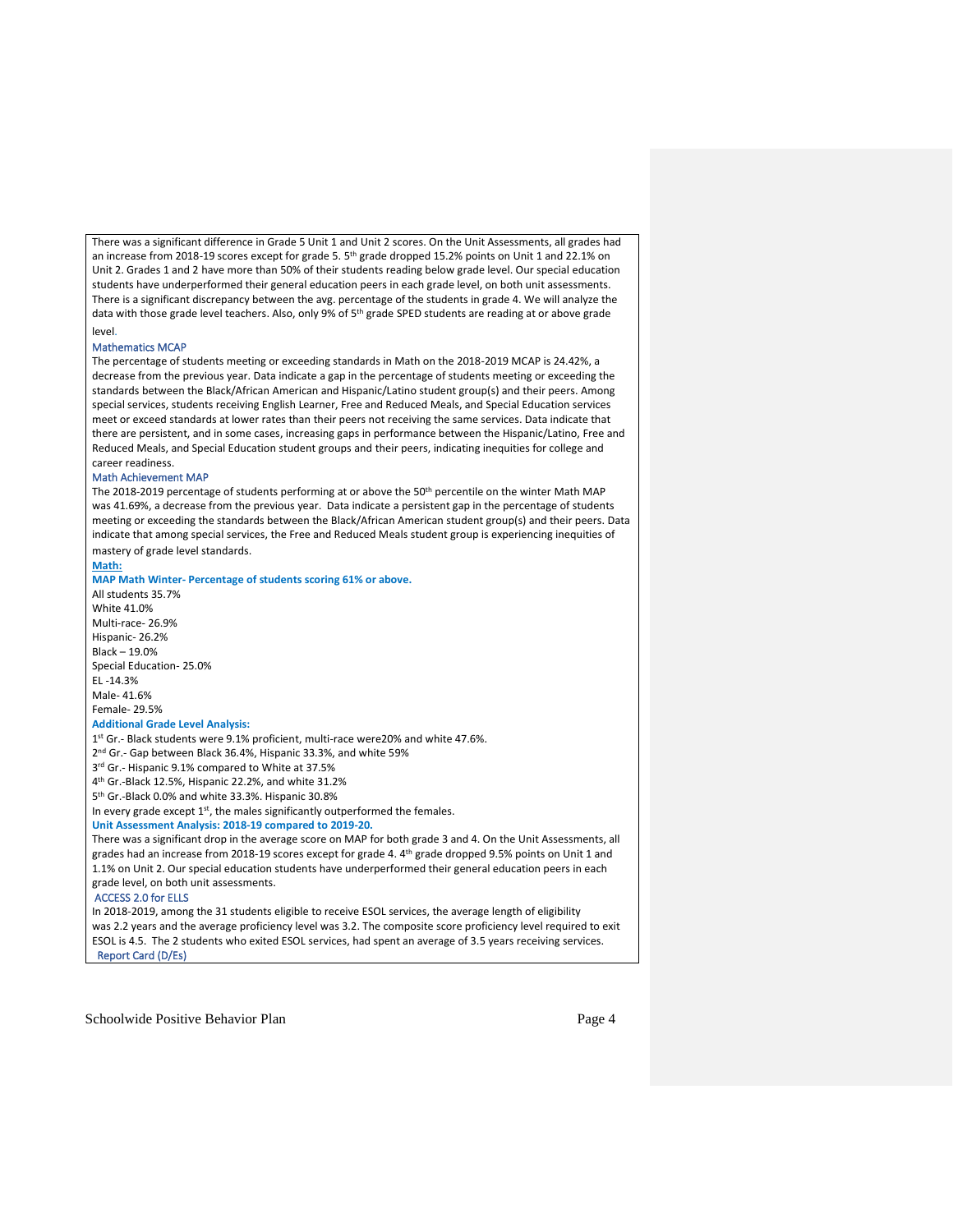There was a significant difference in Grade 5 Unit 1 and Unit 2 scores. On the Unit Assessments, all grades had an increase from 2018-19 scores except for grade 5. 5th grade dropped 15.2% points on Unit 1 and 22.1% on Unit 2. Grades 1 and 2 have more than 50% of their students reading below grade level. Our special education students have underperformed their general education peers in each grade level, on both unit assessments. There is a significant discrepancy between the avg. percentage of the students in grade 4. We will analyze the data with those grade level teachers. Also, only 9% of 5th grade SPED students are reading at or above grade level.

Mathematics MCAP

The percentage of students meeting or exceeding standards in Math on the 2018-2019 MCAP is 24.42%, a decrease from the previous year. Data indicate a gap in the percentage of students meeting or exceeding the standards between the Black/African American and Hispanic/Latino student group(s) and their peers. Among special services, students receiving English Learner, Free and Reduced Meals, and Special Education services meet or exceed standards at lower rates than their peers not receiving the same services. Data indicate that there are persistent, and in some cases, increasing gaps in performance between the Hispanic/Latino, Free and Reduced Meals, and Special Education student groups and their peers, indicating inequities for college and career readiness.

Math Achievement MAP

The 2018-2019 percentage of students performing at or above the 50th percentile on the winter Math MAP was 41.69%, a decrease from the previous year. Data indicate a persistent gap in the percentage of students meeting or exceeding the standards between the Black/African American student group(s) and their peers. Data indicate that among special services, the Free and Reduced Meals student group is experiencing inequities of mastery of grade level standards.

**Math:**

**MAP Math Winter- Percentage of students scoring 61% or above.**

All students 35.7%
White 41.0%
Multi-race- 26.9%
Hispanic- 26.2%
Black – 19.0%
Special Education- 25.0%
EL -14.3%
Male- 41.6%
Female- 29.5%

**Additional Grade Level Analysis:**

1st Gr.- Black students were 9.1% proficient, multi-race were20% and white 47.6%.
2nd Gr.- Gap between Black 36.4%, Hispanic 33.3%, and white 59%
3rd Gr.- Hispanic 9.1% compared to White at 37.5%
4th Gr.-Black 12.5%, Hispanic 22.2%, and white 31.2%
5th Gr.-Black 0.0% and white 33.3%. Hispanic 30.8%
In every grade except 1st, the males significantly outperformed the females.

**Unit Assessment Analysis: 2018-19 compared to 2019-20.**

There was a significant drop in the average score on MAP for both grade 3 and 4. On the Unit Assessments, all grades had an increase from 2018-19 scores except for grade 4. 4th grade dropped 9.5% points on Unit 1 and 1.1% on Unit 2. Our special education students have underperformed their general education peers in each grade level, on both unit assessments.

ACCESS 2.0 for ELLS

In 2018-2019, among the 31 students eligible to receive ESOL services, the average length of eligibility was 2.2 years and the average proficiency level was 3.2. The composite score proficiency level required to exit ESOL is 4.5. The 2 students who exited ESOL services, had spent an average of 3.5 years receiving services.

Report Card (D/Es)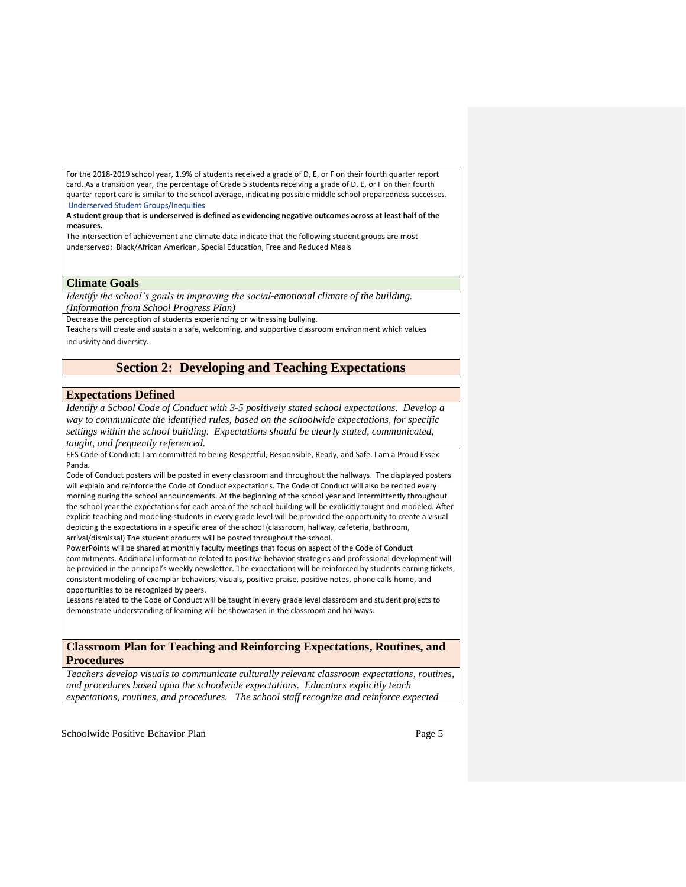For the 2018-2019 school year, 1.9% of students received a grade of D, E, or F on their fourth quarter report card. As a transition year, the percentage of Grade 5 students receiving a grade of D, E, or F on their fourth quarter report card is similar to the school average, indicating possible middle school preparedness successes.

### Underserved Student Groups/Inequities

**A student group that is underserved is defined as evidencing negative outcomes across at least half of the measures.**

The intersection of achievement and climate data indicate that the following student groups are most underserved: Black/African American, Special Education, Free and Reduced Meals

### Climate Goals

*Identify the school's goals in improving the social-emotional climate of the building. (Information from School Progress Plan)*

Decrease the perception of students experiencing or witnessing bullying.

Teachers will create and sustain a safe, welcoming, and supportive classroom environment which values inclusivity and diversity.

## Section 2: Developing and Teaching Expectations

### Expectations Defined

*Identify a School Code of Conduct with 3-5 positively stated school expectations. Develop a way to communicate the identified rules, based on the schoolwide expectations, for specific settings within the school building. Expectations should be clearly stated, communicated, taught, and frequently referenced.*

EES Code of Conduct: I am committed to being Respectful, Responsible, Ready, and Safe. I am a Proud Essex Panda.

Code of Conduct posters will be posted in every classroom and throughout the hallways. The displayed posters will explain and reinforce the Code of Conduct expectations. The Code of Conduct will also be recited every morning during the school announcements. At the beginning of the school year and intermittently throughout the school year the expectations for each area of the school building will be explicitly taught and modeled. After explicit teaching and modeling students in every grade level will be provided the opportunity to create a visual depicting the expectations in a specific area of the school (classroom, hallway, cafeteria, bathroom, arrival/dismissal) The student products will be posted throughout the school.

PowerPoints will be shared at monthly faculty meetings that focus on aspect of the Code of Conduct commitments. Additional information related to positive behavior strategies and professional development will be provided in the principal's weekly newsletter. The expectations will be reinforced by students earning tickets, consistent modeling of exemplar behaviors, visuals, positive praise, positive notes, phone calls home, and opportunities to be recognized by peers.

Lessons related to the Code of Conduct will be taught in every grade level classroom and student projects to demonstrate understanding of learning will be showcased in the classroom and hallways.

### Classroom Plan for Teaching and Reinforcing Expectations, Routines, and Procedures

*Teachers develop visuals to communicate culturally relevant classroom expectations, routines, and procedures based upon the schoolwide expectations. Educators explicitly teach expectations, routines, and procedures. The school staff recognize and reinforce expected*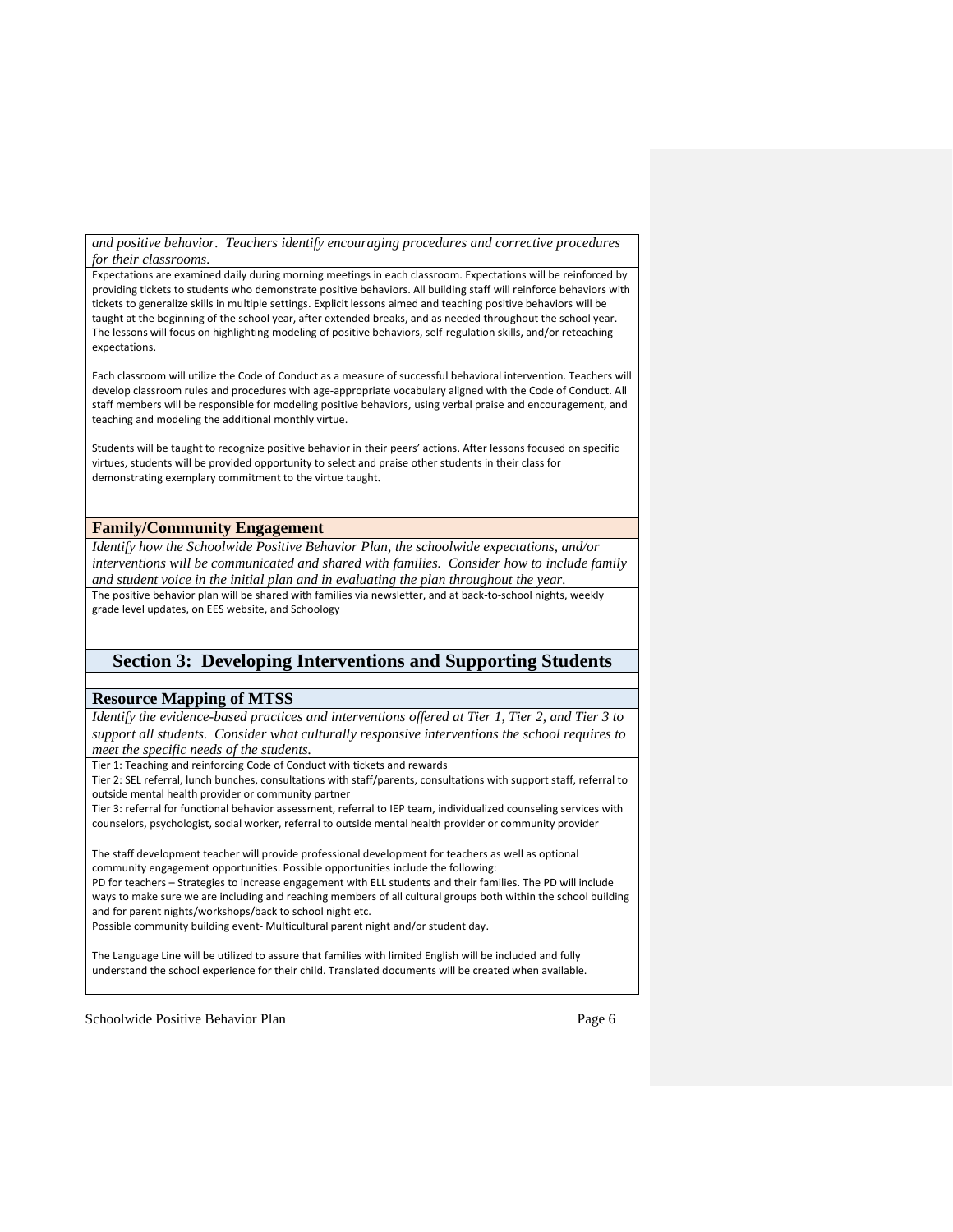*and positive behavior. Teachers identify encouraging procedures and corrective procedures for their classrooms.*

Expectations are examined daily during morning meetings in each classroom. Expectations will be reinforced by providing tickets to students who demonstrate positive behaviors. All building staff will reinforce behaviors with tickets to generalize skills in multiple settings. Explicit lessons aimed and teaching positive behaviors will be taught at the beginning of the school year, after extended breaks, and as needed throughout the school year. The lessons will focus on highlighting modeling of positive behaviors, self-regulation skills, and/or reteaching expectations.

Each classroom will utilize the Code of Conduct as a measure of successful behavioral intervention. Teachers will develop classroom rules and procedures with age-appropriate vocabulary aligned with the Code of Conduct. All staff members will be responsible for modeling positive behaviors, using verbal praise and encouragement, and teaching and modeling the additional monthly virtue.

Students will be taught to recognize positive behavior in their peers' actions. After lessons focused on specific virtues, students will be provided opportunity to select and praise other students in their class for demonstrating exemplary commitment to the virtue taught.

### Family/Community Engagement

*Identify how the Schoolwide Positive Behavior Plan, the schoolwide expectations, and/or interventions will be communicated and shared with families. Consider how to include family and student voice in the initial plan and in evaluating the plan throughout the year.*

The positive behavior plan will be shared with families via newsletter, and at back-to-school nights, weekly grade level updates, on EES website, and Schoology

## Section 3: Developing Interventions and Supporting Students

### Resource Mapping of MTSS

*Identify the evidence-based practices and interventions offered at Tier 1, Tier 2, and Tier 3 to support all students. Consider what culturally responsive interventions the school requires to meet the specific needs of the students.*

Tier 1: Teaching and reinforcing Code of Conduct with tickets and rewards

Tier 2: SEL referral, lunch bunches, consultations with staff/parents, consultations with support staff, referral to outside mental health provider or community partner

Tier 3: referral for functional behavior assessment, referral to IEP team, individualized counseling services with counselors, psychologist, social worker, referral to outside mental health provider or community provider

The staff development teacher will provide professional development for teachers as well as optional community engagement opportunities. Possible opportunities include the following:

PD for teachers – Strategies to increase engagement with ELL students and their families. The PD will include ways to make sure we are including and reaching members of all cultural groups both within the school building and for parent nights/workshops/back to school night etc.

Possible community building event- Multicultural parent night and/or student day.

The Language Line will be utilized to assure that families with limited English will be included and fully understand the school experience for their child. Translated documents will be created when available.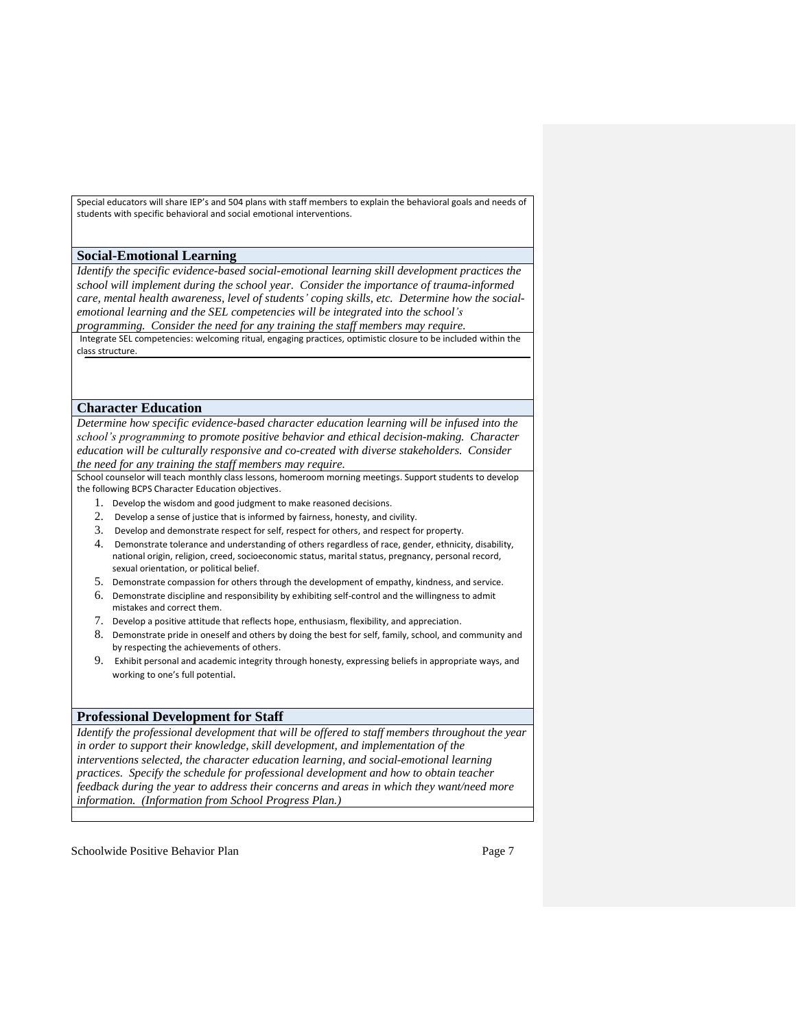Special educators will share IEP's and 504 plans with staff members to explain the behavioral goals and needs of students with specific behavioral and social emotional interventions.

## Social-Emotional Learning

*Identify the specific evidence-based social-emotional learning skill development practices the school will implement during the school year. Consider the importance of trauma-informed care, mental health awareness, level of students' coping skills, etc. Determine how the social-emotional learning and the SEL competencies will be integrated into the school's programming. Consider the need for any training the staff members may require.*

Integrate SEL competencies: welcoming ritual, engaging practices, optimistic closure to be included within the class structure.

## Character Education

*Determine how specific evidence-based character education learning will be infused into the school's programming to promote positive behavior and ethical decision-making. Character education will be culturally responsive and co-created with diverse stakeholders. Consider the need for any training the staff members may require.*

School counselor will teach monthly class lessons, homeroom morning meetings. Support students to develop the following BCPS Character Education objectives.

1. Develop the wisdom and good judgment to make reasoned decisions.
2. Develop a sense of justice that is informed by fairness, honesty, and civility.
3. Develop and demonstrate respect for self, respect for others, and respect for property.
4. Demonstrate tolerance and understanding of others regardless of race, gender, ethnicity, disability, national origin, religion, creed, socioeconomic status, marital status, pregnancy, personal record, sexual orientation, or political belief.
5. Demonstrate compassion for others through the development of empathy, kindness, and service.
6. Demonstrate discipline and responsibility by exhibiting self-control and the willingness to admit mistakes and correct them.
7. Develop a positive attitude that reflects hope, enthusiasm, flexibility, and appreciation.
8. Demonstrate pride in oneself and others by doing the best for self, family, school, and community and by respecting the achievements of others.
9. Exhibit personal and academic integrity through honesty, expressing beliefs in appropriate ways, and working to one's full potential.

## Professional Development for Staff

*Identify the professional development that will be offered to staff members throughout the year in order to support their knowledge, skill development, and implementation of the interventions selected, the character education learning, and social-emotional learning practices. Specify the schedule for professional development and how to obtain teacher feedback during the year to address their concerns and areas in which they want/need more information. (Information from School Progress Plan.)*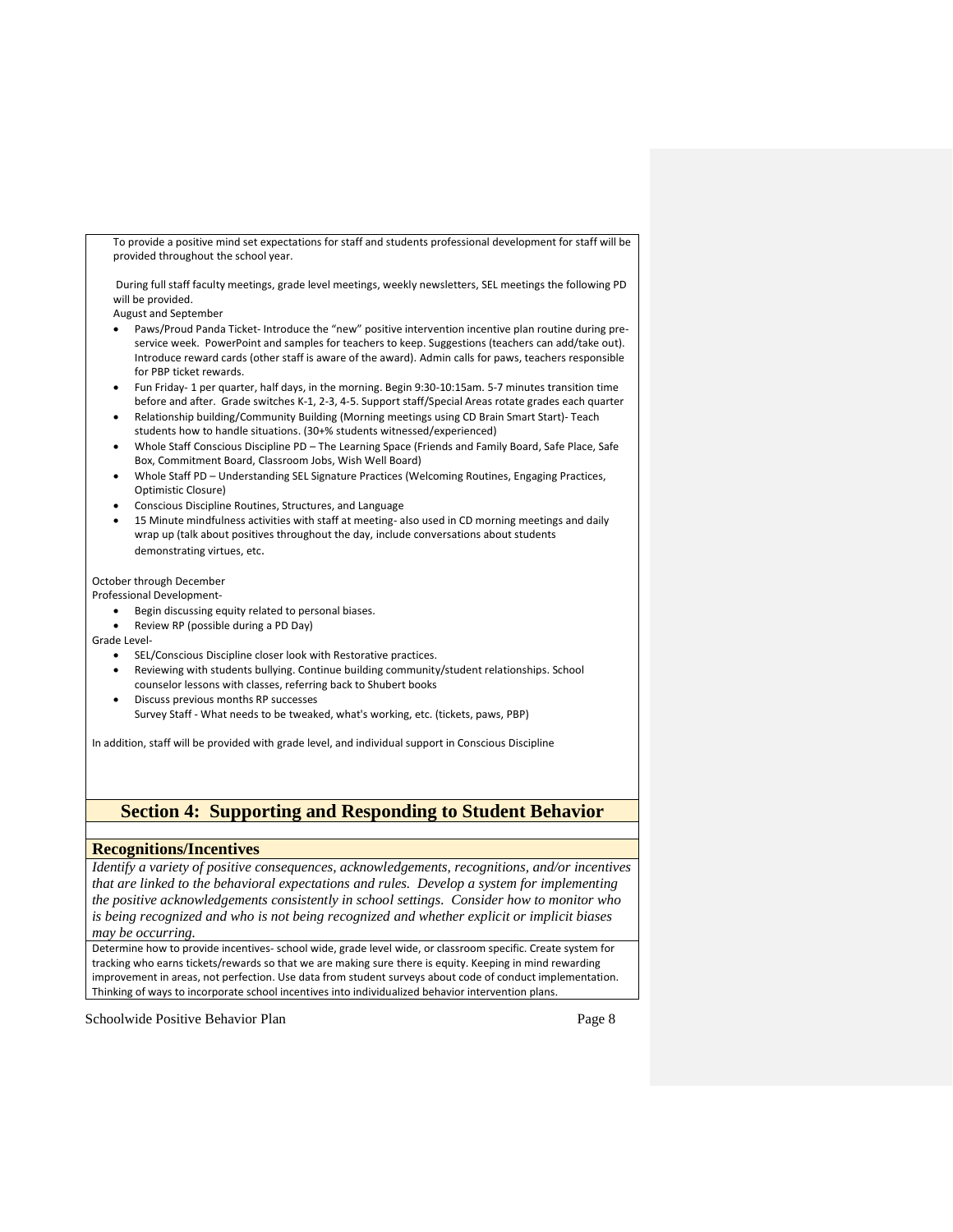To provide a positive mind set expectations for staff and students professional development for staff will be provided throughout the school year.

During full staff faculty meetings, grade level meetings, weekly newsletters, SEL meetings the following PD will be provided.

August and September

- Paws/Proud Panda Ticket- Introduce the "new" positive intervention incentive plan routine during pre-service week. PowerPoint and samples for teachers to keep. Suggestions (teachers can add/take out). Introduce reward cards (other staff is aware of the award). Admin calls for paws, teachers responsible for PBP ticket rewards.
- Fun Friday- 1 per quarter, half days, in the morning. Begin 9:30-10:15am. 5-7 minutes transition time before and after. Grade switches K-1, 2-3, 4-5. Support staff/Special Areas rotate grades each quarter
- Relationship building/Community Building (Morning meetings using CD Brain Smart Start)- Teach students how to handle situations. (30+% students witnessed/experienced)
- Whole Staff Conscious Discipline PD – The Learning Space (Friends and Family Board, Safe Place, Safe Box, Commitment Board, Classroom Jobs, Wish Well Board)
- Whole Staff PD – Understanding SEL Signature Practices (Welcoming Routines, Engaging Practices, Optimistic Closure)
- Conscious Discipline Routines, Structures, and Language
- 15 Minute mindfulness activities with staff at meeting- also used in CD morning meetings and daily wrap up (talk about positives throughout the day, include conversations about students demonstrating virtues, etc.

October through December

Professional Development-

- Begin discussing equity related to personal biases.
- Review RP (possible during a PD Day)

Grade Level-

- SEL/Conscious Discipline closer look with Restorative practices.
- Reviewing with students bullying. Continue building community/student relationships. School counselor lessons with classes, referring back to Shubert books
- Discuss previous months RP successes

  Survey Staff - What needs to be tweaked, what's working, etc. (tickets, paws, PBP)

In addition, staff will be provided with grade level, and individual support in Conscious Discipline

# Section 4: Supporting and Responding to Student Behavior

## Recognitions/Incentives

*Identify a variety of positive consequences, acknowledgements, recognitions, and/or incentives that are linked to the behavioral expectations and rules. Develop a system for implementing the positive acknowledgements consistently in school settings. Consider how to monitor who is being recognized and who is not being recognized and whether explicit or implicit biases may be occurring.*

Determine how to provide incentives- school wide, grade level wide, or classroom specific. Create system for tracking who earns tickets/rewards so that we are making sure there is equity. Keeping in mind rewarding improvement in areas, not perfection. Use data from student surveys about code of conduct implementation. Thinking of ways to incorporate school incentives into individualized behavior intervention plans.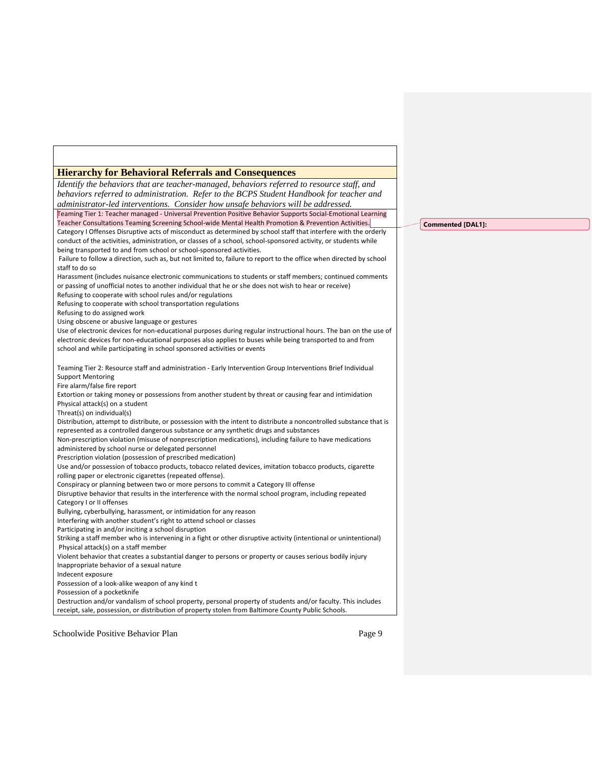## Hierarchy for Behavioral Referrals and Consequences

*Identify the behaviors that are teacher-managed, behaviors referred to resource staff, and behaviors referred to administration. Refer to the BCPS Student Handbook for teacher and administrator-led interventions. Consider how unsafe behaviors will be addressed.*

Teaming Tier 1: Teacher managed - Universal Prevention Positive Behavior Supports Social-Emotional Learning Teacher Consultations Teaming Screening School-wide Mental Health Promotion & Prevention Activities.

Category I Offenses Disruptive acts of misconduct as determined by school staff that interfere with the orderly conduct of the activities, administration, or classes of a school, school-sponsored activity, or students while being transported to and from school or school-sponsored activities.

Failure to follow a direction, such as, but not limited to, failure to report to the office when directed by school staff to do so

Harassment (includes nuisance electronic communications to students or staff members; continued comments or passing of unofficial notes to another individual that he or she does not wish to hear or receive)

Refusing to cooperate with school rules and/or regulations

Refusing to cooperate with school transportation regulations

Refusing to do assigned work

Using obscene or abusive language or gestures

Use of electronic devices for non-educational purposes during regular instructional hours. The ban on the use of electronic devices for non-educational purposes also applies to buses while being transported to and from school and while participating in school sponsored activities or events

Teaming Tier 2: Resource staff and administration - Early Intervention Group Interventions Brief Individual Support Mentoring

Fire alarm/false fire report

Extortion or taking money or possessions from another student by threat or causing fear and intimidation

Physical attack(s) on a student

Threat(s) on individual(s)

Distribution, attempt to distribute, or possession with the intent to distribute a noncontrolled substance that is represented as a controlled dangerous substance or any synthetic drugs and substances

Non-prescription violation (misuse of nonprescription medications), including failure to have medications administered by school nurse or delegated personnel

Prescription violation (possession of prescribed medication)

Use and/or possession of tobacco products, tobacco related devices, imitation tobacco products, cigarette rolling paper or electronic cigarettes (repeated offense).

Conspiracy or planning between two or more persons to commit a Category III offense

Disruptive behavior that results in the interference with the normal school program, including repeated Category I or II offenses

Bullying, cyberbullying, harassment, or intimidation for any reason

Interfering with another student's right to attend school or classes

Participating in and/or inciting a school disruption

Striking a staff member who is intervening in a fight or other disruptive activity (intentional or unintentional)

Physical attack(s) on a staff member

Violent behavior that creates a substantial danger to persons or property or causes serious bodily injury

Inappropriate behavior of a sexual nature

Indecent exposure

Possession of a look-alike weapon of any kind t

Possession of a pocketknife

Destruction and/or vandalism of school property, personal property of students and/or faculty. This includes receipt, sale, possession, or distribution of property stolen from Baltimore County Public Schools.

**Commented [DAL1]:**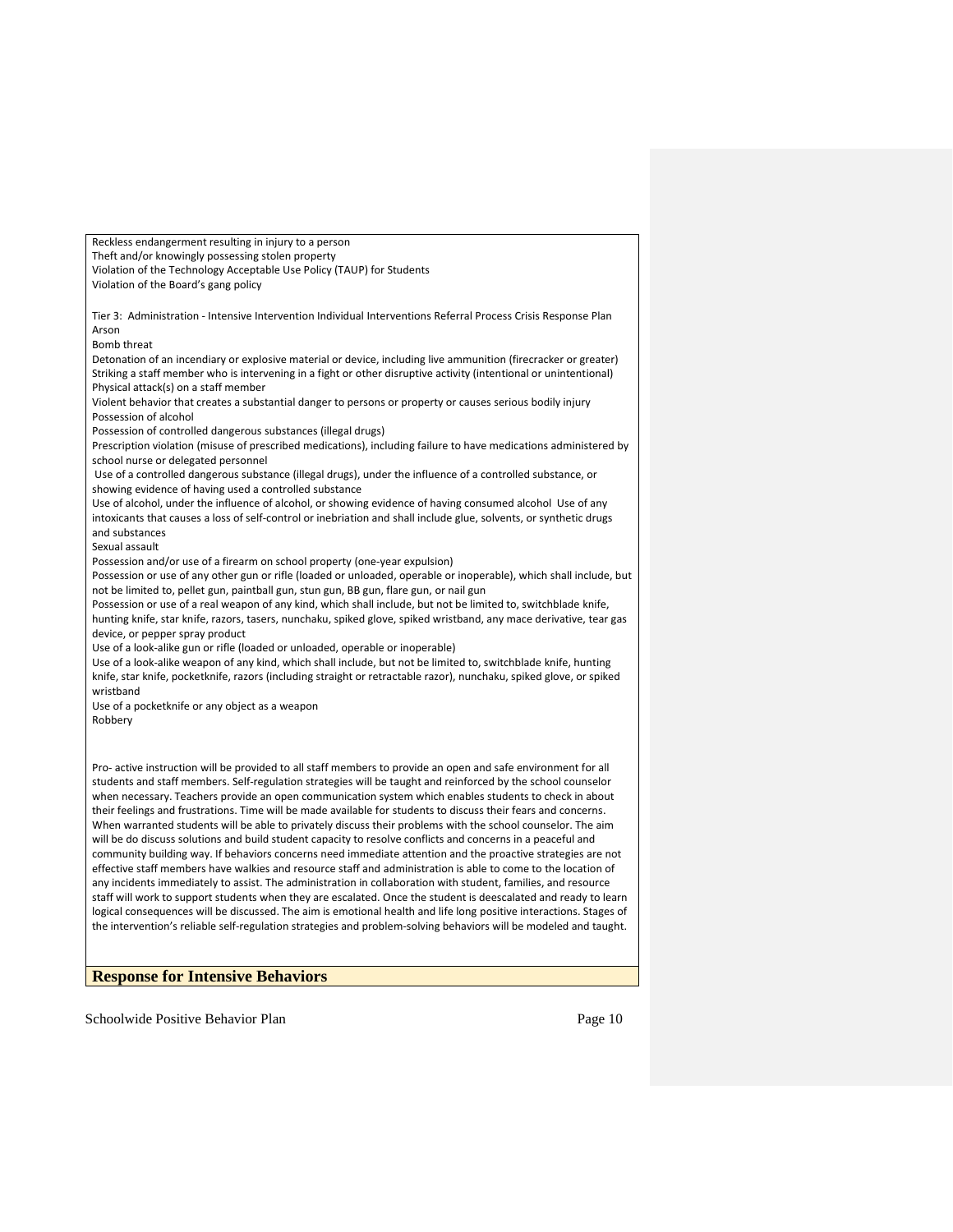Reckless endangerment resulting in injury to a person
Theft and/or knowingly possessing stolen property
Violation of the Technology Acceptable Use Policy (TAUP) for Students
Violation of the Board's gang policy

Tier 3: Administration - Intensive Intervention Individual Interventions Referral Process Crisis Response Plan
Arson
Bomb threat
Detonation of an incendiary or explosive material or device, including live ammunition (firecracker or greater)
Striking a staff member who is intervening in a fight or other disruptive activity (intentional or unintentional)
Physical attack(s) on a staff member
Violent behavior that creates a substantial danger to persons or property or causes serious bodily injury
Possession of alcohol
Possession of controlled dangerous substances (illegal drugs)
Prescription violation (misuse of prescribed medications), including failure to have medications administered by school nurse or delegated personnel
Use of a controlled dangerous substance (illegal drugs), under the influence of a controlled substance, or showing evidence of having used a controlled substance
Use of alcohol, under the influence of alcohol, or showing evidence of having consumed alcohol Use of any intoxicants that causes a loss of self-control or inebriation and shall include glue, solvents, or synthetic drugs and substances
Sexual assault
Possession and/or use of a firearm on school property (one-year expulsion)
Possession or use of any other gun or rifle (loaded or unloaded, operable or inoperable), which shall include, but not be limited to, pellet gun, paintball gun, stun gun, BB gun, flare gun, or nail gun
Possession or use of a real weapon of any kind, which shall include, but not be limited to, switchblade knife, hunting knife, star knife, razors, tasers, nunchaku, spiked glove, spiked wristband, any mace derivative, tear gas device, or pepper spray product
Use of a look-alike gun or rifle (loaded or unloaded, operable or inoperable)
Use of a look-alike weapon of any kind, which shall include, but not be limited to, switchblade knife, hunting knife, star knife, pocketknife, razors (including straight or retractable razor), nunchaku, spiked glove, or spiked wristband
Use of a pocketknife or any object as a weapon
Robbery

Pro- active instruction will be provided to all staff members to provide an open and safe environment for all students and staff members. Self-regulation strategies will be taught and reinforced by the school counselor when necessary. Teachers provide an open communication system which enables students to check in about their feelings and frustrations. Time will be made available for students to discuss their fears and concerns. When warranted students will be able to privately discuss their problems with the school counselor. The aim will be do discuss solutions and build student capacity to resolve conflicts and concerns in a peaceful and community building way. If behaviors concerns need immediate attention and the proactive strategies are not effective staff members have walkies and resource staff and administration is able to come to the location of any incidents immediately to assist. The administration in collaboration with student, families, and resource staff will work to support students when they are escalated. Once the student is deescalated and ready to learn logical consequences will be discussed. The aim is emotional health and life long positive interactions. Stages of the intervention's reliable self-regulation strategies and problem-solving behaviors will be modeled and taught.

## Response for Intensive Behaviors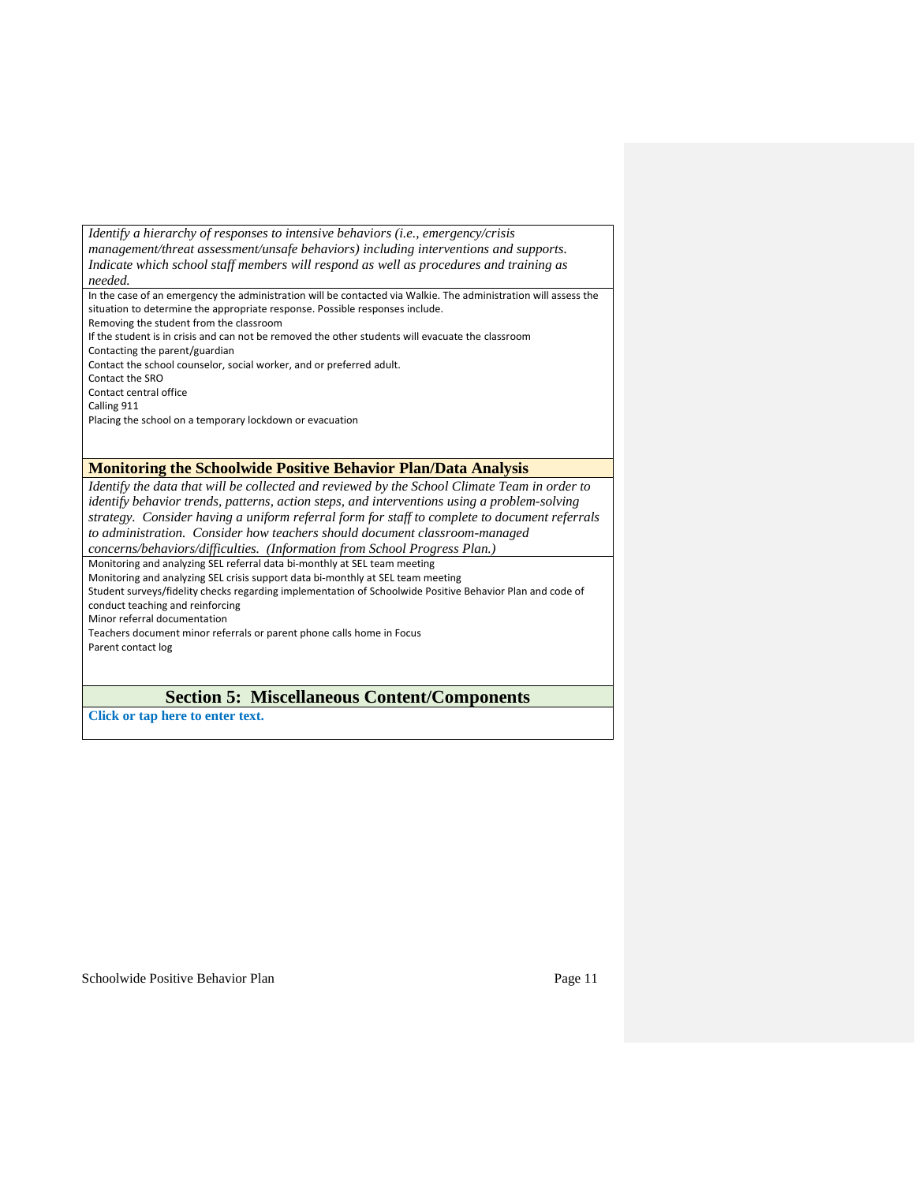*Identify a hierarchy of responses to intensive behaviors (i.e., emergency/crisis management/threat assessment/unsafe behaviors) including interventions and supports. Indicate which school staff members will respond as well as procedures and training as needed.*

In the case of an emergency the administration will be contacted via Walkie. The administration will assess the situation to determine the appropriate response. Possible responses include.

Removing the student from the classroom

If the student is in crisis and can not be removed the other students will evacuate the classroom

Contacting the parent/guardian

Contact the school counselor, social worker, and or preferred adult.

Contact the SRO

Contact central office

Calling 911

Placing the school on a temporary lockdown or evacuation

## Monitoring the Schoolwide Positive Behavior Plan/Data Analysis

*Identify the data that will be collected and reviewed by the School Climate Team in order to identify behavior trends, patterns, action steps, and interventions using a problem-solving strategy. Consider having a uniform referral form for staff to complete to document referrals to administration. Consider how teachers should document classroom-managed concerns/behaviors/difficulties. (Information from School Progress Plan.)*

Monitoring and analyzing SEL referral data bi-monthly at SEL team meeting

Monitoring and analyzing SEL crisis support data bi-monthly at SEL team meeting

Student surveys/fidelity checks regarding implementation of Schoolwide Positive Behavior Plan and code of conduct teaching and reinforcing

Minor referral documentation

Teachers document minor referrals or parent phone calls home in Focus

Parent contact log

## Section 5: Miscellaneous Content/Components

**Click or tap here to enter text.**